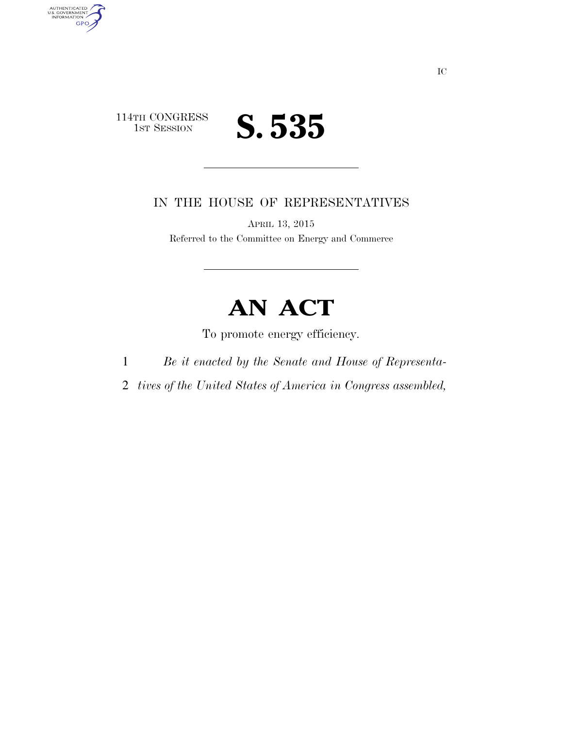IC

114TH CONGRESS
1ST SESSION

# S. 535

IN THE HOUSE OF REPRESENTATIVES

APRIL 13, 2015

Referred to the Committee on Energy and Commerce

# AN ACT

To promote energy efficiency.

1 *Be it enacted by the Senate and House of Representa-*
2 *tives of the United States of America in Congress assembled,*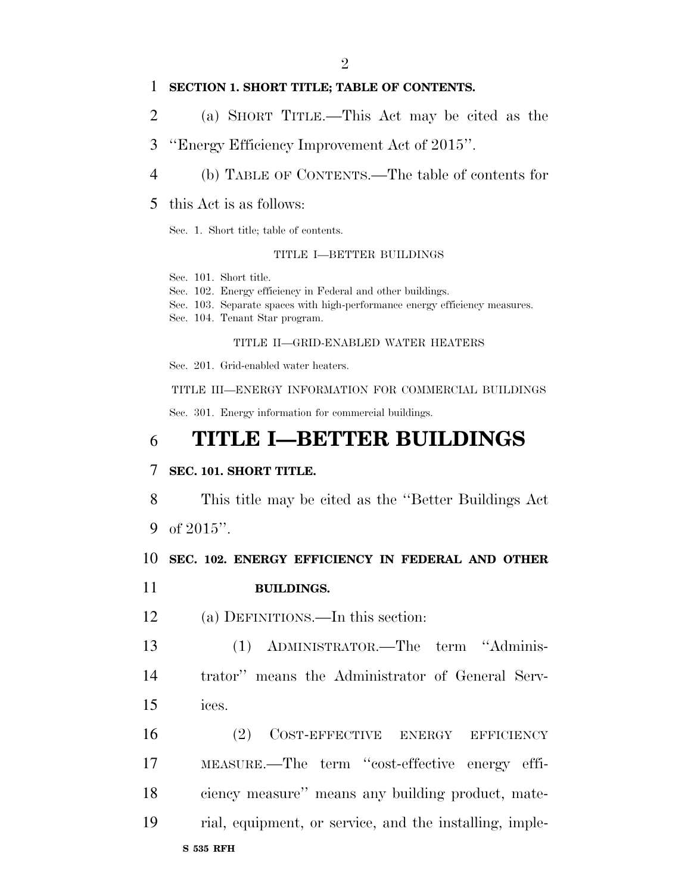**SECTION 1. SHORT TITLE; TABLE OF CONTENTS.**

(a) SHORT TITLE.—This Act may be cited as the "Energy Efficiency Improvement Act of 2015".

(b) TABLE OF CONTENTS.—The table of contents for this Act is as follows:

Sec. 1. Short title; table of contents.

TITLE I—BETTER BUILDINGS

Sec. 101. Short title.
Sec. 102. Energy efficiency in Federal and other buildings.
Sec. 103. Separate spaces with high-performance energy efficiency measures.
Sec. 104. Tenant Star program.

TITLE II—GRID-ENABLED WATER HEATERS

Sec. 201. Grid-enabled water heaters.

TITLE III—ENERGY INFORMATION FOR COMMERCIAL BUILDINGS

Sec. 301. Energy information for commercial buildings.

# TITLE I—BETTER BUILDINGS

**SEC. 101. SHORT TITLE.**

This title may be cited as the "Better Buildings Act of 2015".

**SEC. 102. ENERGY EFFICIENCY IN FEDERAL AND OTHER BUILDINGS.**

(a) DEFINITIONS.—In this section:

(1) ADMINISTRATOR.—The term "Administrator" means the Administrator of General Services.

(2) COST-EFFECTIVE ENERGY EFFICIENCY MEASURE.—The term "cost-effective energy efficiency measure" means any building product, material, equipment, or service, and the installing, imple-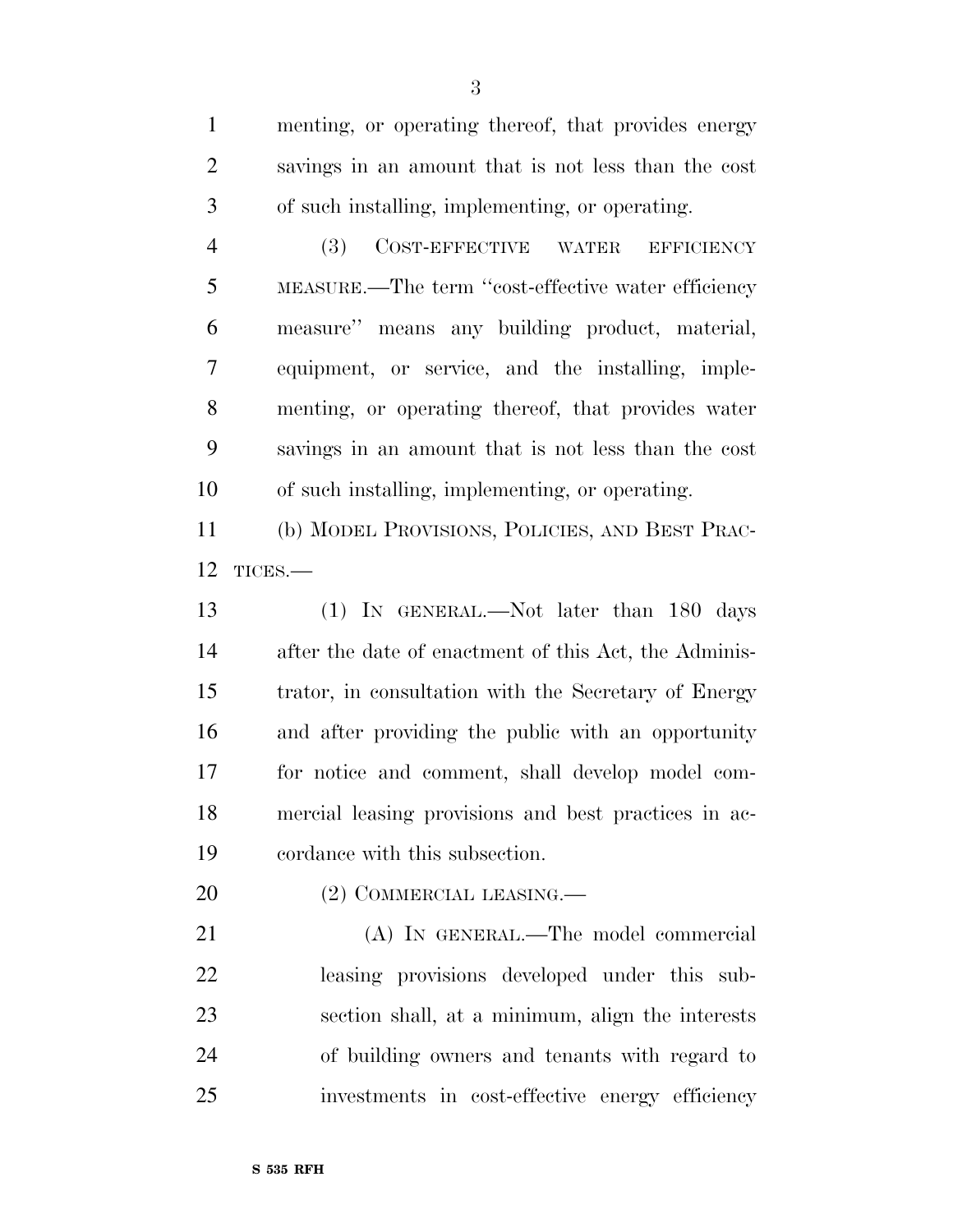menting, or operating thereof, that provides energy savings in an amount that is not less than the cost of such installing, implementing, or operating.

(3) COST-EFFECTIVE WATER EFFICIENCY MEASURE.—The term ''cost-effective water efficiency measure'' means any building product, material, equipment, or service, and the installing, implementing, or operating thereof, that provides water savings in an amount that is not less than the cost of such installing, implementing, or operating.

(b) MODEL PROVISIONS, POLICIES, AND BEST PRACTICES.—

(1) IN GENERAL.—Not later than 180 days after the date of enactment of this Act, the Administrator, in consultation with the Secretary of Energy and after providing the public with an opportunity for notice and comment, shall develop model commercial leasing provisions and best practices in accordance with this subsection.

(2) COMMERCIAL LEASING.—

(A) IN GENERAL.—The model commercial leasing provisions developed under this subsection shall, at a minimum, align the interests of building owners and tenants with regard to investments in cost-effective energy efficiency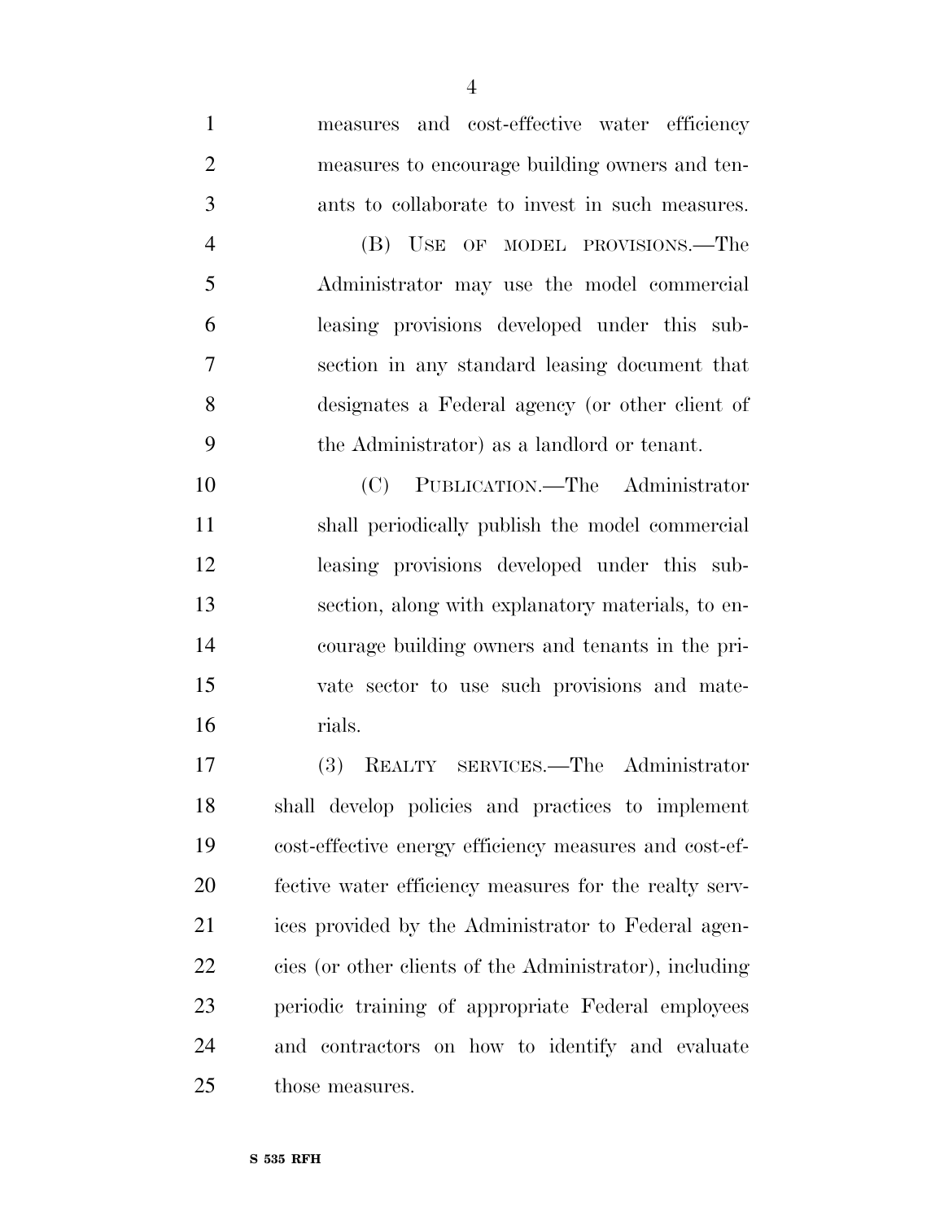measures and cost-effective water efficiency measures to encourage building owners and tenants to collaborate to invest in such measures.

(B) USE OF MODEL PROVISIONS.—The Administrator may use the model commercial leasing provisions developed under this subsection in any standard leasing document that designates a Federal agency (or other client of the Administrator) as a landlord or tenant.

(C) PUBLICATION.—The Administrator shall periodically publish the model commercial leasing provisions developed under this subsection, along with explanatory materials, to encourage building owners and tenants in the private sector to use such provisions and materials.

(3) REALTY SERVICES.—The Administrator shall develop policies and practices to implement cost-effective energy efficiency measures and cost-effective water efficiency measures for the realty services provided by the Administrator to Federal agencies (or other clients of the Administrator), including periodic training of appropriate Federal employees and contractors on how to identify and evaluate those measures.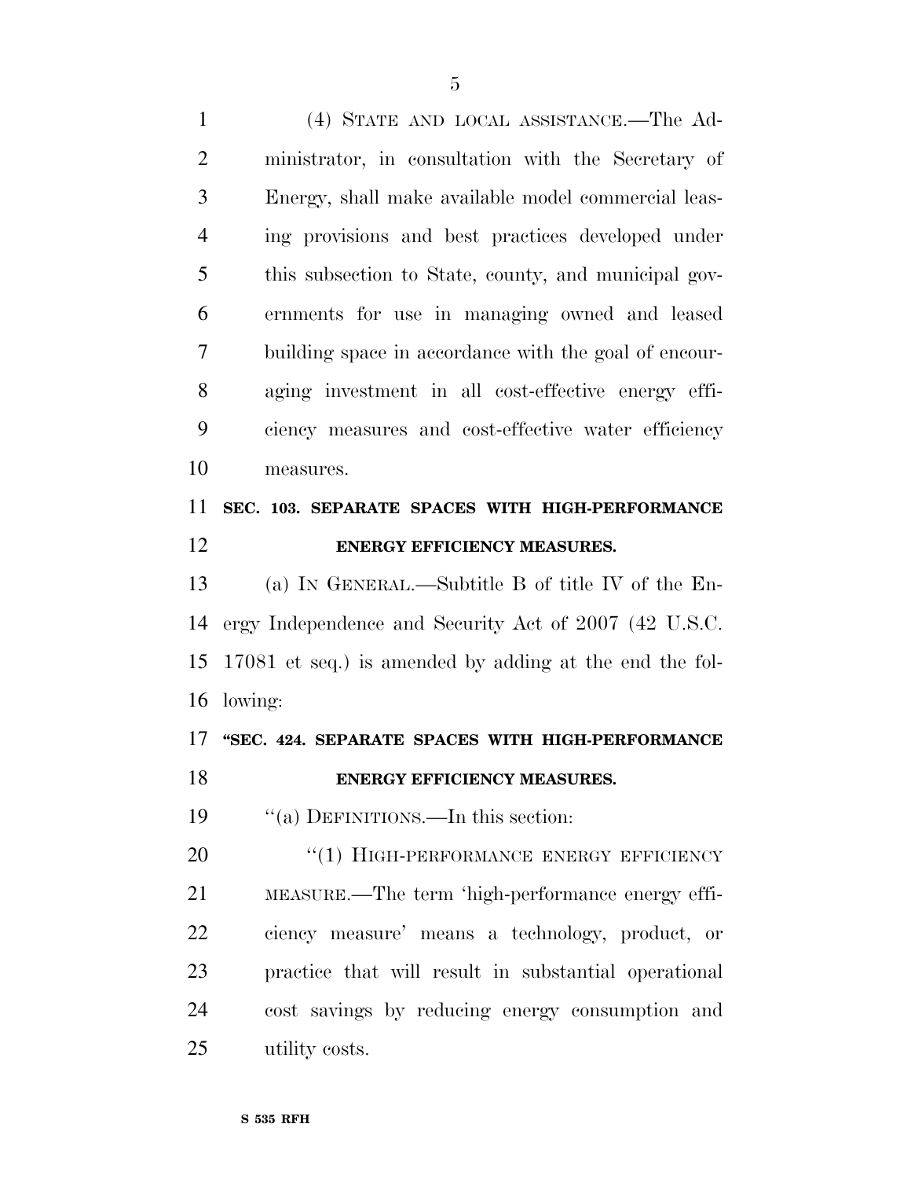(4) STATE AND LOCAL ASSISTANCE.—The Administrator, in consultation with the Secretary of Energy, shall make available model commercial leasing provisions and best practices developed under this subsection to State, county, and municipal governments for use in managing owned and leased building space in accordance with the goal of encouraging investment in all cost-effective energy efficiency measures and cost-effective water efficiency measures.

**SEC. 103. SEPARATE SPACES WITH HIGH-PERFORMANCE ENERGY EFFICIENCY MEASURES.**

(a) IN GENERAL.—Subtitle B of title IV of the Energy Independence and Security Act of 2007 (42 U.S.C. 17081 et seq.) is amended by adding at the end the following:

**"SEC. 424. SEPARATE SPACES WITH HIGH-PERFORMANCE ENERGY EFFICIENCY MEASURES.**

"(a) DEFINITIONS.—In this section:

"(1) HIGH-PERFORMANCE ENERGY EFFICIENCY MEASURE.—The term 'high-performance energy efficiency measure' means a technology, product, or practice that will result in substantial operational cost savings by reducing energy consumption and utility costs.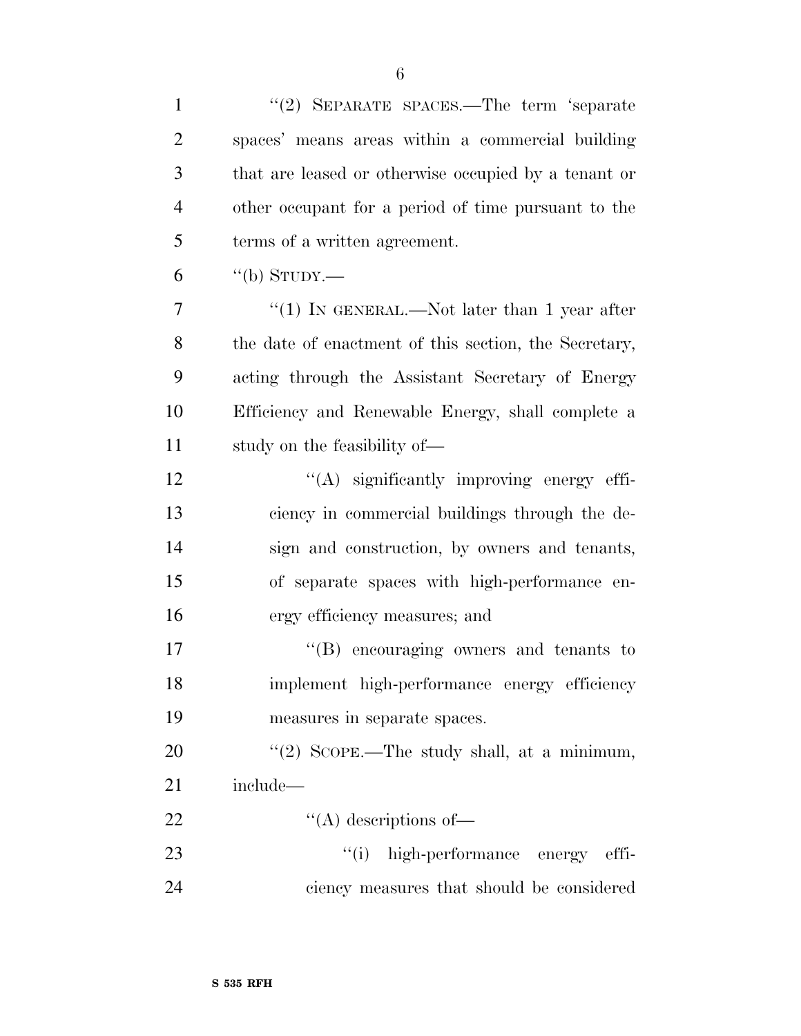"(2) SEPARATE SPACES.—The term 'separate spaces' means areas within a commercial building that are leased or otherwise occupied by a tenant or other occupant for a period of time pursuant to the terms of a written agreement.

"(b) STUDY.—

"(1) IN GENERAL.—Not later than 1 year after the date of enactment of this section, the Secretary, acting through the Assistant Secretary of Energy Efficiency and Renewable Energy, shall complete a study on the feasibility of—

"(A) significantly improving energy efficiency in commercial buildings through the design and construction, by owners and tenants, of separate spaces with high-performance energy efficiency measures; and

"(B) encouraging owners and tenants to implement high-performance energy efficiency measures in separate spaces.

"(2) SCOPE.—The study shall, at a minimum, include—

"(A) descriptions of—

"(i) high-performance energy efficiency measures that should be considered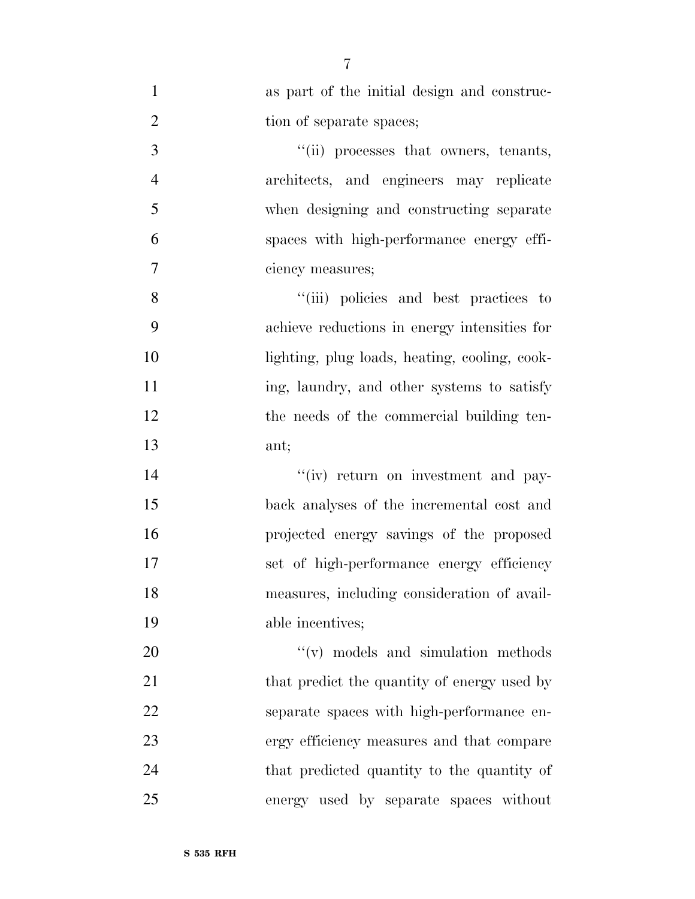as part of the initial design and construction of separate spaces;

''(ii) processes that owners, tenants, architects, and engineers may replicate when designing and constructing separate spaces with high-performance energy efficiency measures;

''(iii) policies and best practices to achieve reductions in energy intensities for lighting, plug loads, heating, cooling, cooking, laundry, and other systems to satisfy the needs of the commercial building tenant;

''(iv) return on investment and payback analyses of the incremental cost and projected energy savings of the proposed set of high-performance energy efficiency measures, including consideration of available incentives;

''(v) models and simulation methods that predict the quantity of energy used by separate spaces with high-performance energy efficiency measures and that compare that predicted quantity to the quantity of energy used by separate spaces without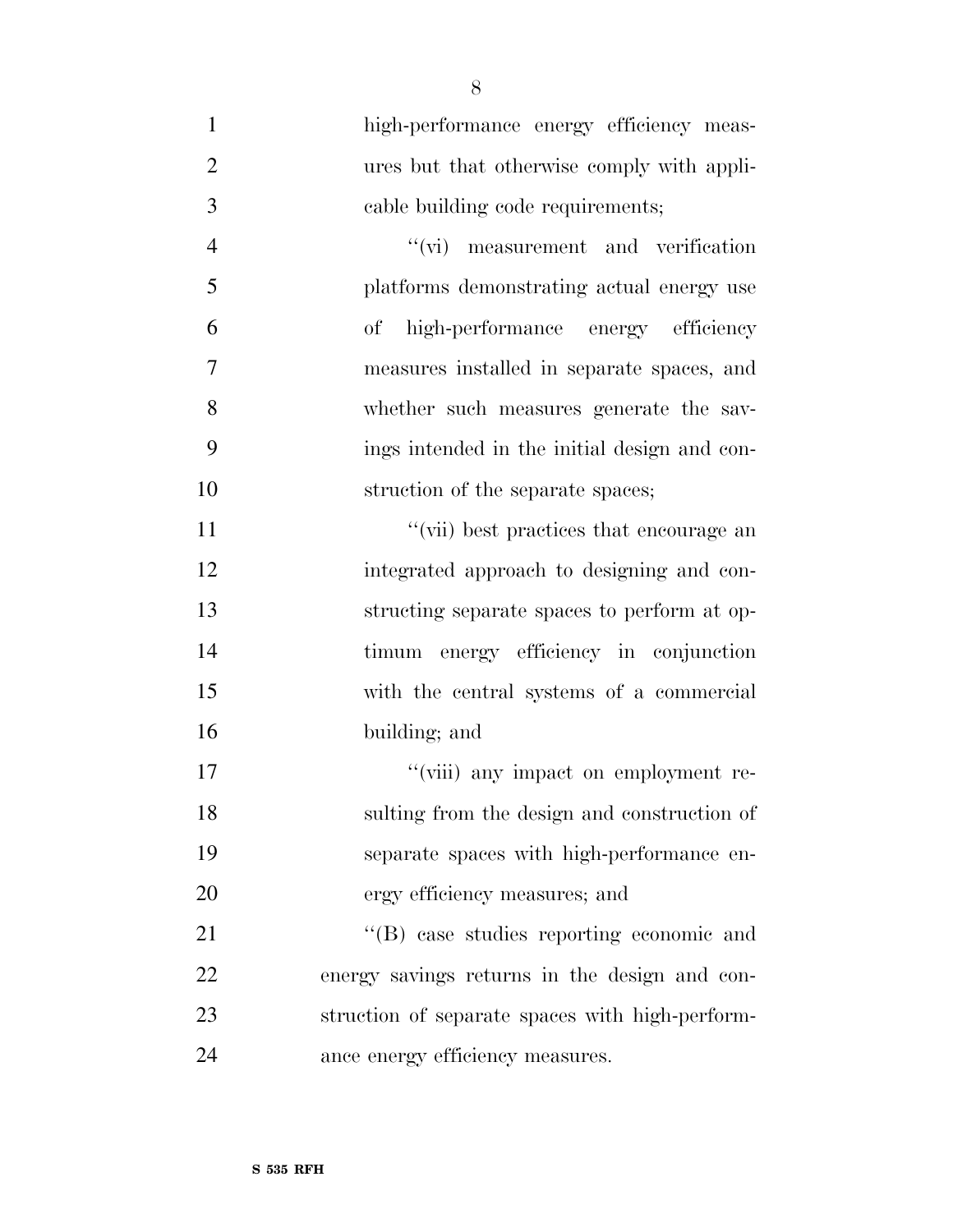high-performance energy efficiency measures but that otherwise comply with applicable building code requirements;

"(vi) measurement and verification platforms demonstrating actual energy use of high-performance energy efficiency measures installed in separate spaces, and whether such measures generate the savings intended in the initial design and construction of the separate spaces;

"(vii) best practices that encourage an integrated approach to designing and constructing separate spaces to perform at optimum energy efficiency in conjunction with the central systems of a commercial building; and

"(viii) any impact on employment resulting from the design and construction of separate spaces with high-performance energy efficiency measures; and

"(B) case studies reporting economic and energy savings returns in the design and construction of separate spaces with high-performance energy efficiency measures.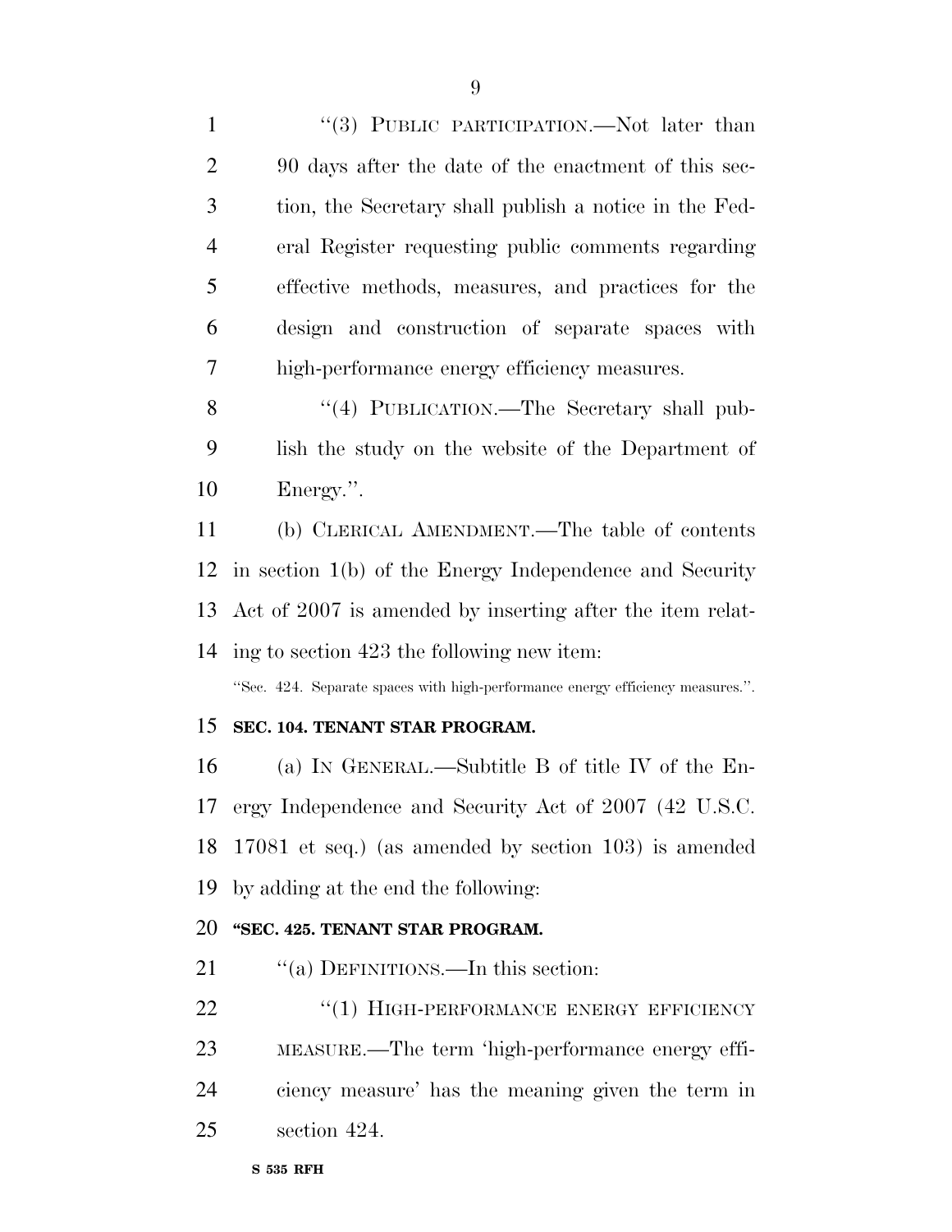"(3) PUBLIC PARTICIPATION.—Not later than 90 days after the date of the enactment of this section, the Secretary shall publish a notice in the Federal Register requesting public comments regarding effective methods, measures, and practices for the design and construction of separate spaces with high-performance energy efficiency measures.

"(4) PUBLICATION.—The Secretary shall publish the study on the website of the Department of Energy.".

(b) CLERICAL AMENDMENT.—The table of contents in section 1(b) of the Energy Independence and Security Act of 2007 is amended by inserting after the item relating to section 423 the following new item:

"Sec. 424. Separate spaces with high-performance energy efficiency measures.".

### SEC. 104. TENANT STAR PROGRAM.

(a) IN GENERAL.—Subtitle B of title IV of the Energy Independence and Security Act of 2007 (42 U.S.C. 17081 et seq.) (as amended by section 103) is amended by adding at the end the following:

### "SEC. 425. TENANT STAR PROGRAM.

"(a) DEFINITIONS.—In this section:

"(1) HIGH-PERFORMANCE ENERGY EFFICIENCY MEASURE.—The term 'high-performance energy efficiency measure' has the meaning given the term in section 424.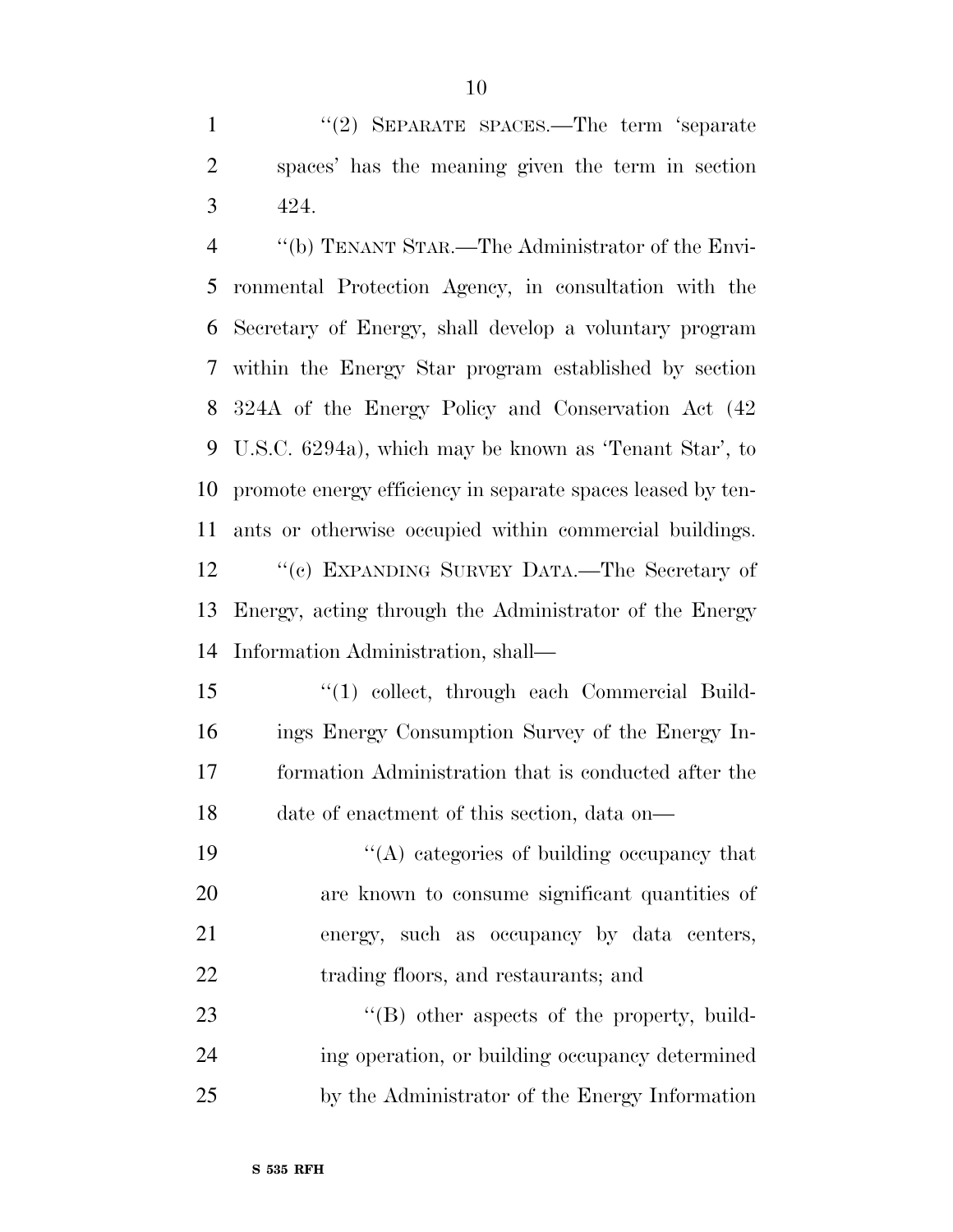''(2) SEPARATE SPACES.—The term 'separate spaces' has the meaning given the term in section 424.

''(b) TENANT STAR.—The Administrator of the Environmental Protection Agency, in consultation with the Secretary of Energy, shall develop a voluntary program within the Energy Star program established by section 324A of the Energy Policy and Conservation Act (42 U.S.C. 6294a), which may be known as 'Tenant Star', to promote energy efficiency in separate spaces leased by tenants or otherwise occupied within commercial buildings.

''(c) EXPANDING SURVEY DATA.—The Secretary of Energy, acting through the Administrator of the Energy Information Administration, shall—

''(1) collect, through each Commercial Buildings Energy Consumption Survey of the Energy Information Administration that is conducted after the date of enactment of this section, data on—

''(A) categories of building occupancy that are known to consume significant quantities of energy, such as occupancy by data centers, trading floors, and restaurants; and

''(B) other aspects of the property, building operation, or building occupancy determined by the Administrator of the Energy Information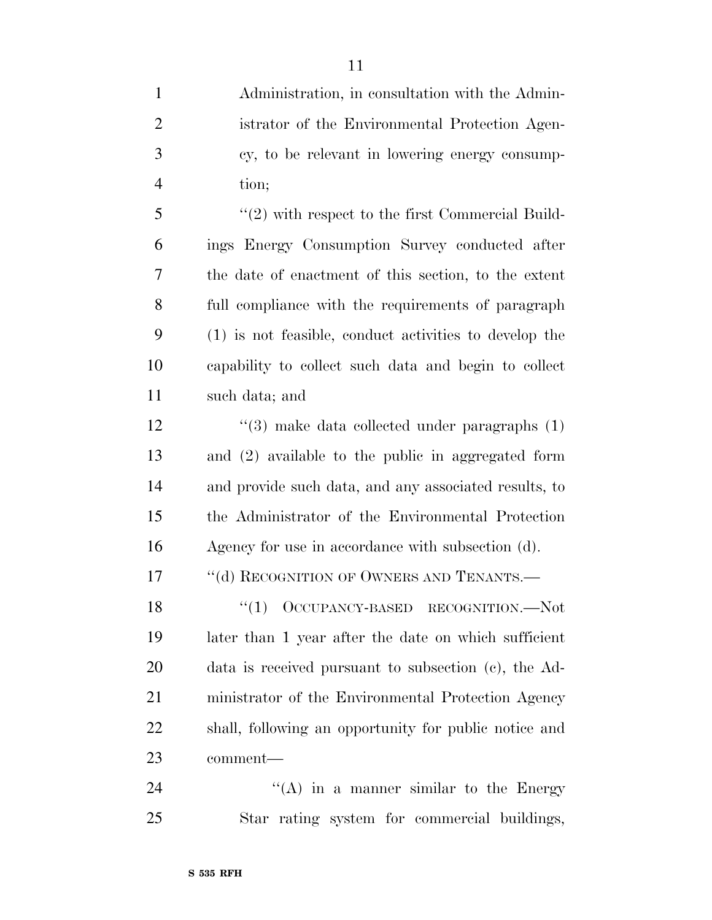Administration, in consultation with the Administrator of the Environmental Protection Agency, to be relevant in lowering energy consumption;

"(2) with respect to the first Commercial Buildings Energy Consumption Survey conducted after the date of enactment of this section, to the extent full compliance with the requirements of paragraph (1) is not feasible, conduct activities to develop the capability to collect such data and begin to collect such data; and

"(3) make data collected under paragraphs (1) and (2) available to the public in aggregated form and provide such data, and any associated results, to the Administrator of the Environmental Protection Agency for use in accordance with subsection (d).

"(d) RECOGNITION OF OWNERS AND TENANTS.—

"(1) OCCUPANCY-BASED RECOGNITION.—Not later than 1 year after the date on which sufficient data is received pursuant to subsection (c), the Administrator of the Environmental Protection Agency shall, following an opportunity for public notice and comment—

"(A) in a manner similar to the Energy Star rating system for commercial buildings,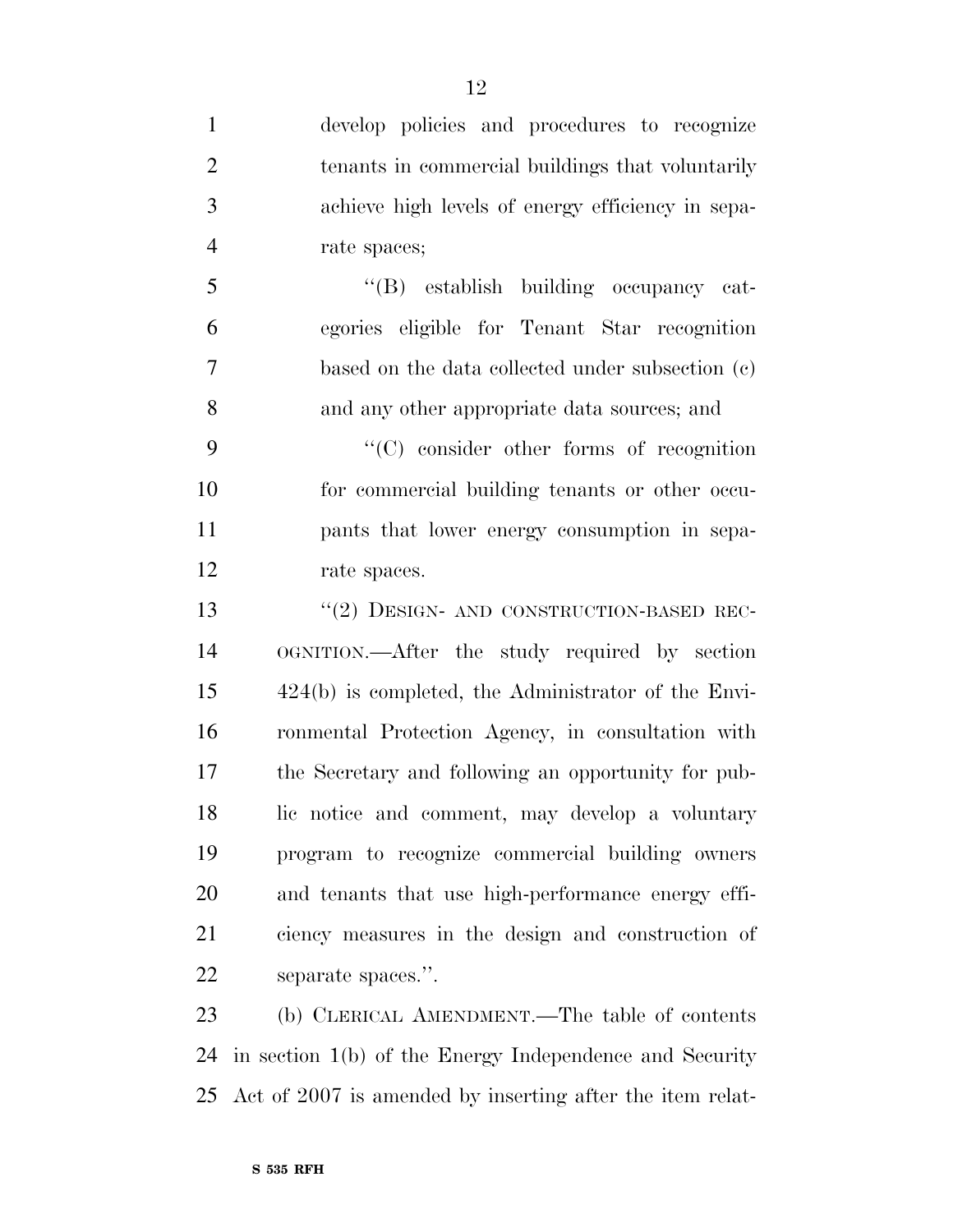develop policies and procedures to recognize tenants in commercial buildings that voluntarily achieve high levels of energy efficiency in separate spaces;

"(B) establish building occupancy categories eligible for Tenant Star recognition based on the data collected under subsection (c) and any other appropriate data sources; and

"(C) consider other forms of recognition for commercial building tenants or other occupants that lower energy consumption in separate spaces.

"(2) DESIGN- AND CONSTRUCTION-BASED RECOGNITION.—After the study required by section 424(b) is completed, the Administrator of the Environmental Protection Agency, in consultation with the Secretary and following an opportunity for public notice and comment, may develop a voluntary program to recognize commercial building owners and tenants that use high-performance energy efficiency measures in the design and construction of separate spaces.".

(b) CLERICAL AMENDMENT.—The table of contents in section 1(b) of the Energy Independence and Security Act of 2007 is amended by inserting after the item relat-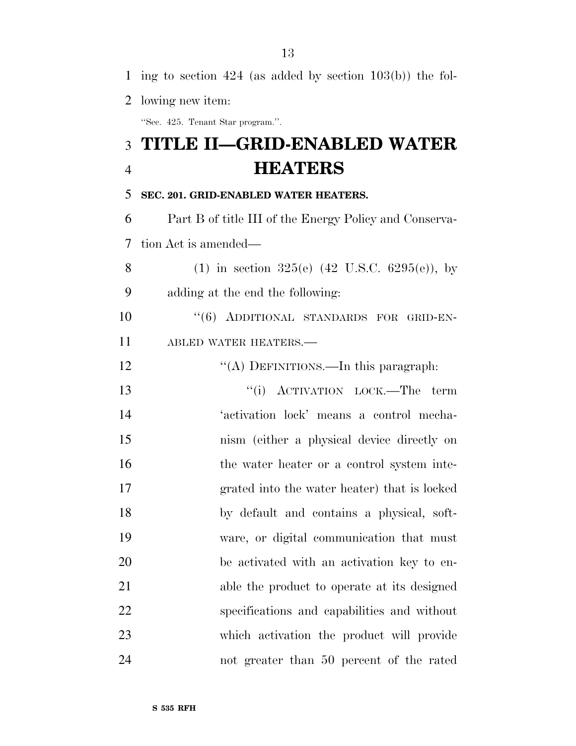ing to section 424 (as added by section 103(b)) the following new item:

"Sec. 425. Tenant Star program.".

# TITLE II—GRID-ENABLED WATER HEATERS

**SEC. 201. GRID-ENABLED WATER HEATERS.**

Part B of title III of the Energy Policy and Conservation Act is amended—

(1) in section 325(e) (42 U.S.C. 6295(e)), by adding at the end the following:

"(6) ADDITIONAL STANDARDS FOR GRID-ENABLED WATER HEATERS.—

"(A) DEFINITIONS.—In this paragraph:

"(i) ACTIVATION LOCK.—The term 'activation lock' means a control mechanism (either a physical device directly on the water heater or a control system integrated into the water heater) that is locked by default and contains a physical, software, or digital communication that must be activated with an activation key to enable the product to operate at its designed specifications and capabilities and without which activation the product will provide not greater than 50 percent of the rated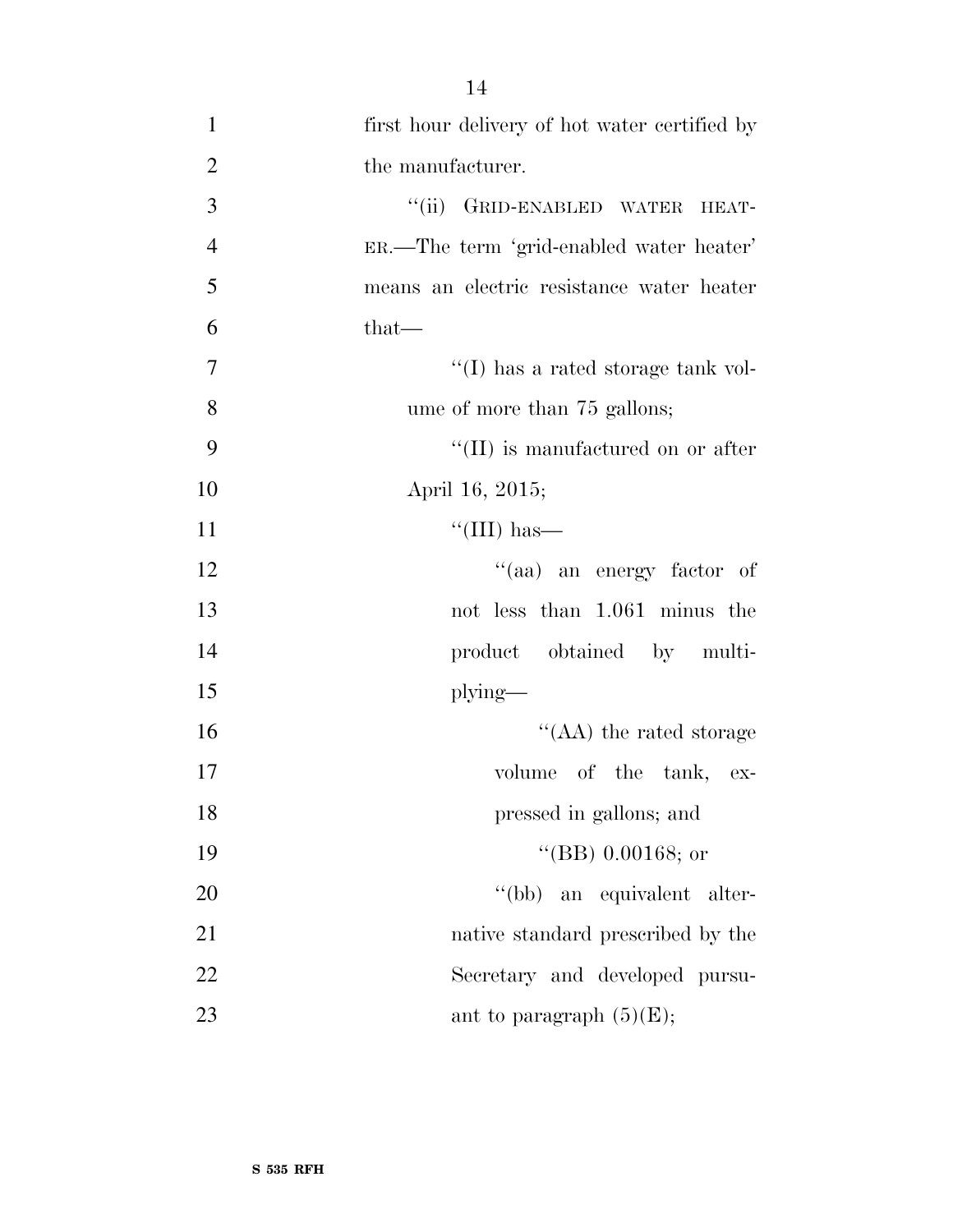first hour delivery of hot water certified by the manufacturer.

"(ii) GRID-ENABLED WATER HEATER.—The term 'grid-enabled water heater' means an electric resistance water heater that—

"(I) has a rated storage tank volume of more than 75 gallons;

"(II) is manufactured on or after April 16, 2015;

"(III) has—

"(aa) an energy factor of not less than 1.061 minus the product obtained by multiplying—

"(AA) the rated storage volume of the tank, expressed in gallons; and

"(BB) 0.00168; or

"(bb) an equivalent alternative standard prescribed by the Secretary and developed pursuant to paragraph (5)(E);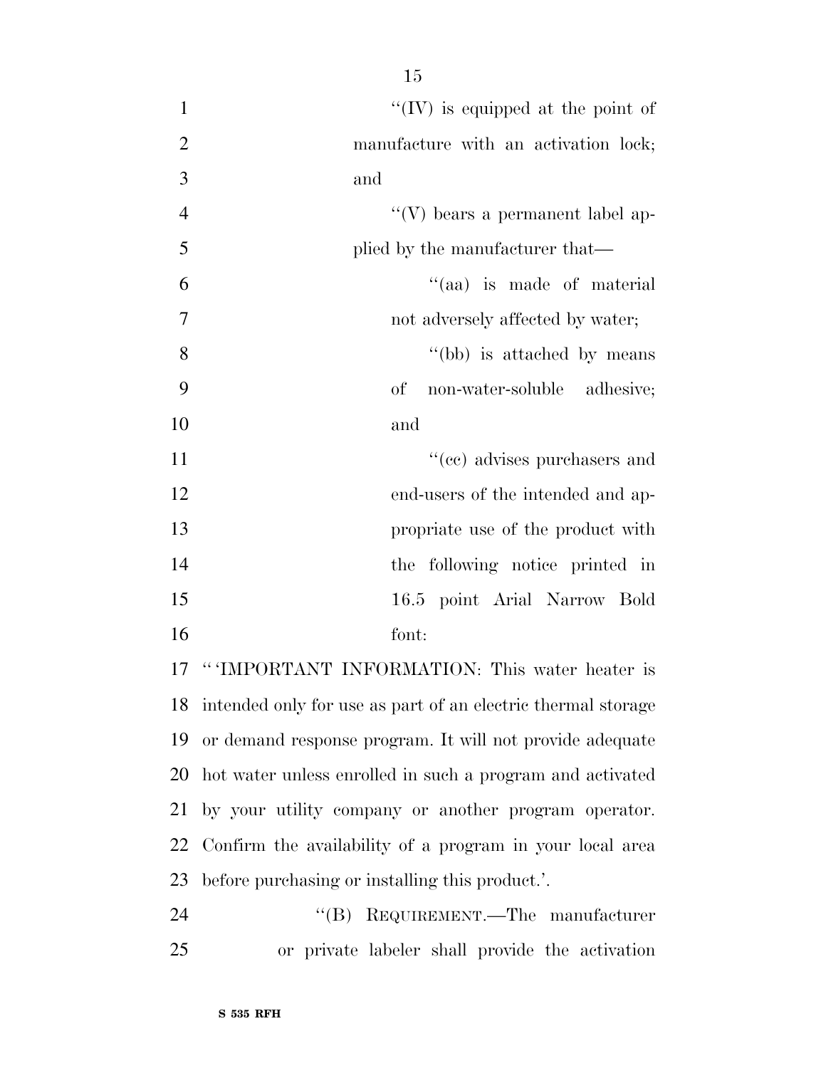"(IV) is equipped at the point of manufacture with an activation lock; and

"(V) bears a permanent label applied by the manufacturer that—

"(aa) is made of material not adversely affected by water;

"(bb) is attached by means of non-water-soluble adhesive; and

"(cc) advises purchasers and end-users of the intended and appropriate use of the product with the following notice printed in 16.5 point Arial Narrow Bold font:

"'IMPORTANT INFORMATION: This water heater is intended only for use as part of an electric thermal storage or demand response program. It will not provide adequate hot water unless enrolled in such a program and activated by your utility company or another program operator. Confirm the availability of a program in your local area before purchasing or installing this product.'.

"(B) REQUIREMENT.—The manufacturer or private labeler shall provide the activation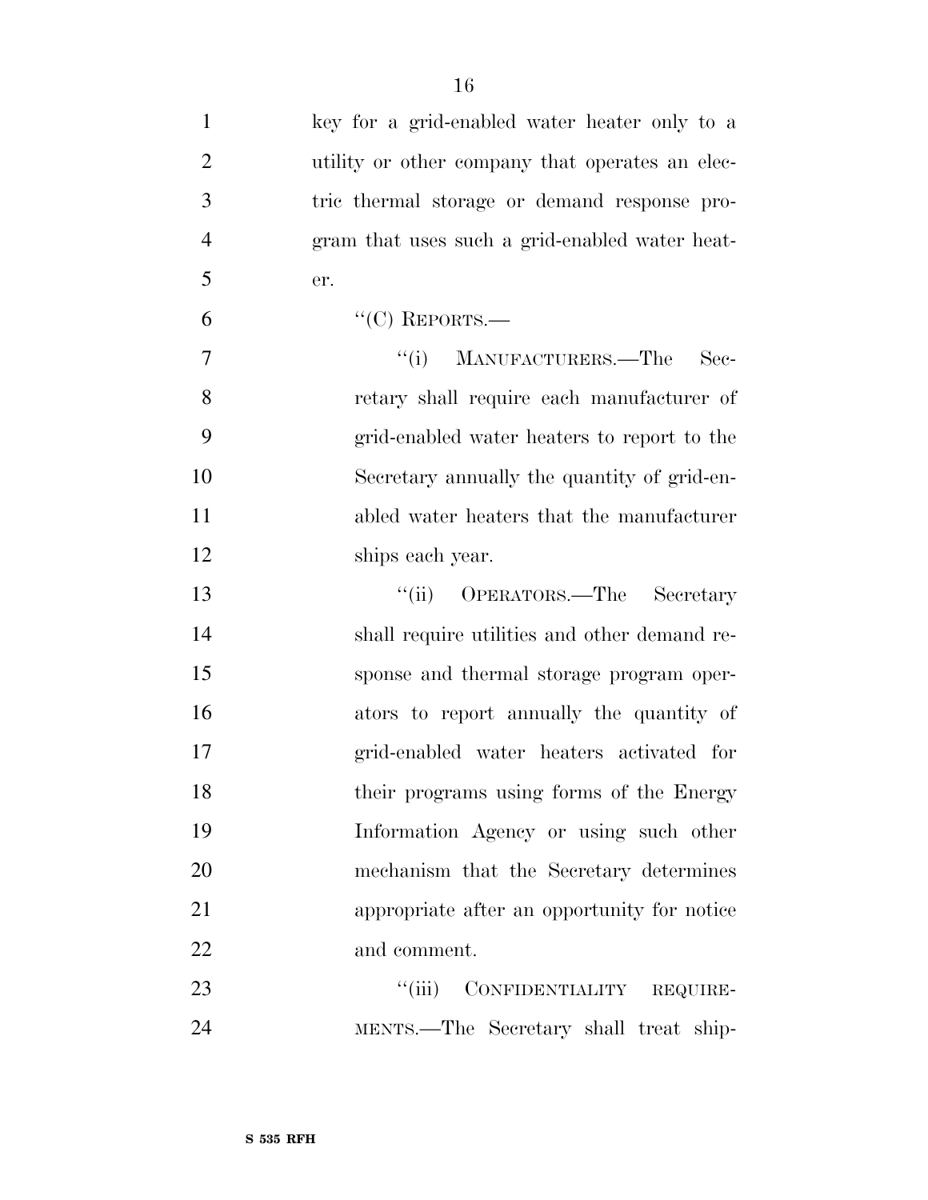key for a grid-enabled water heater only to a utility or other company that operates an electric thermal storage or demand response program that uses such a grid-enabled water heater.

"(C) REPORTS.—

"(i) MANUFACTURERS.—The Secretary shall require each manufacturer of grid-enabled water heaters to report to the Secretary annually the quantity of grid-enabled water heaters that the manufacturer ships each year.

"(ii) OPERATORS.—The Secretary shall require utilities and other demand response and thermal storage program operators to report annually the quantity of grid-enabled water heaters activated for their programs using forms of the Energy Information Agency or using such other mechanism that the Secretary determines appropriate after an opportunity for notice and comment.

"(iii) CONFIDENTIALITY REQUIREMENTS.—The Secretary shall treat ship-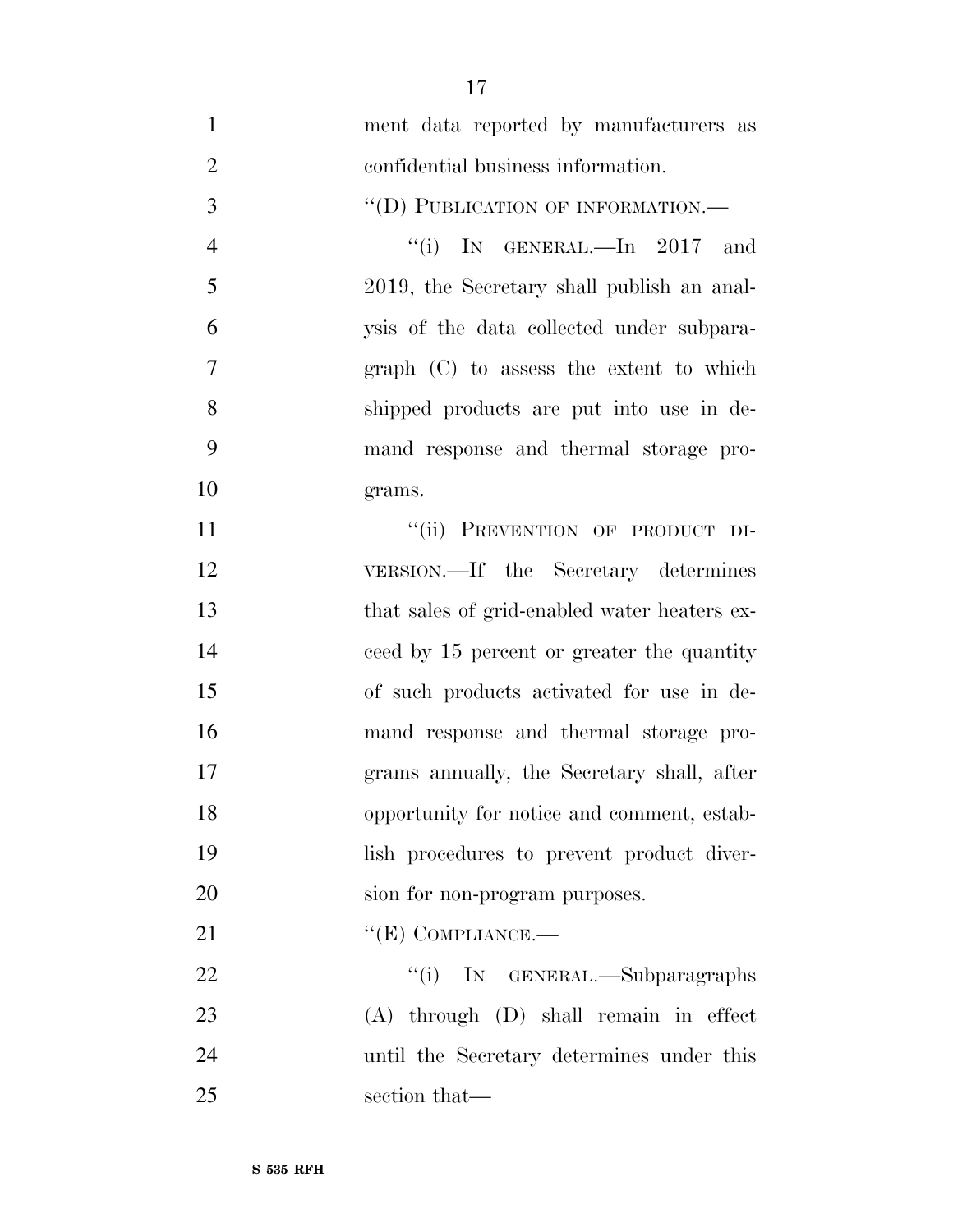ment data reported by manufacturers as confidential business information.

"(D) PUBLICATION OF INFORMATION.—

"(i) IN GENERAL.—In 2017 and 2019, the Secretary shall publish an analysis of the data collected under subparagraph (C) to assess the extent to which shipped products are put into use in demand response and thermal storage programs.

"(ii) PREVENTION OF PRODUCT DIVERSION.—If the Secretary determines that sales of grid-enabled water heaters exceed by 15 percent or greater the quantity of such products activated for use in demand response and thermal storage programs annually, the Secretary shall, after opportunity for notice and comment, establish procedures to prevent product diversion for non-program purposes.

"(E) COMPLIANCE.—

"(i) IN GENERAL.—Subparagraphs (A) through (D) shall remain in effect until the Secretary determines under this section that—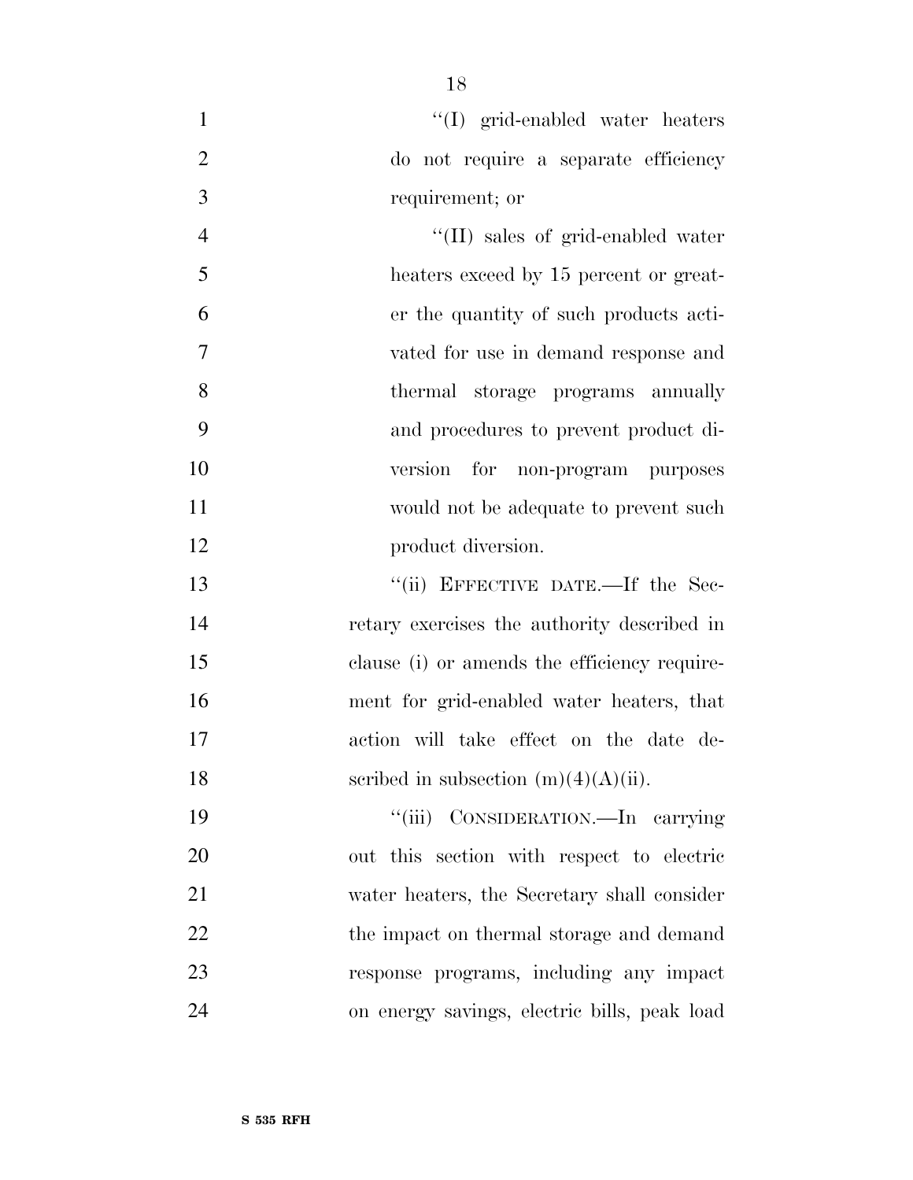''(I) grid-enabled water heaters do not require a separate efficiency requirement; or

''(II) sales of grid-enabled water heaters exceed by 15 percent or greater the quantity of such products activated for use in demand response and thermal storage programs annually and procedures to prevent product diversion for non-program purposes would not be adequate to prevent such product diversion.

''(ii) EFFECTIVE DATE.—If the Secretary exercises the authority described in clause (i) or amends the efficiency requirement for grid-enabled water heaters, that action will take effect on the date described in subsection (m)(4)(A)(ii).

''(iii) CONSIDERATION.—In carrying out this section with respect to electric water heaters, the Secretary shall consider the impact on thermal storage and demand response programs, including any impact on energy savings, electric bills, peak load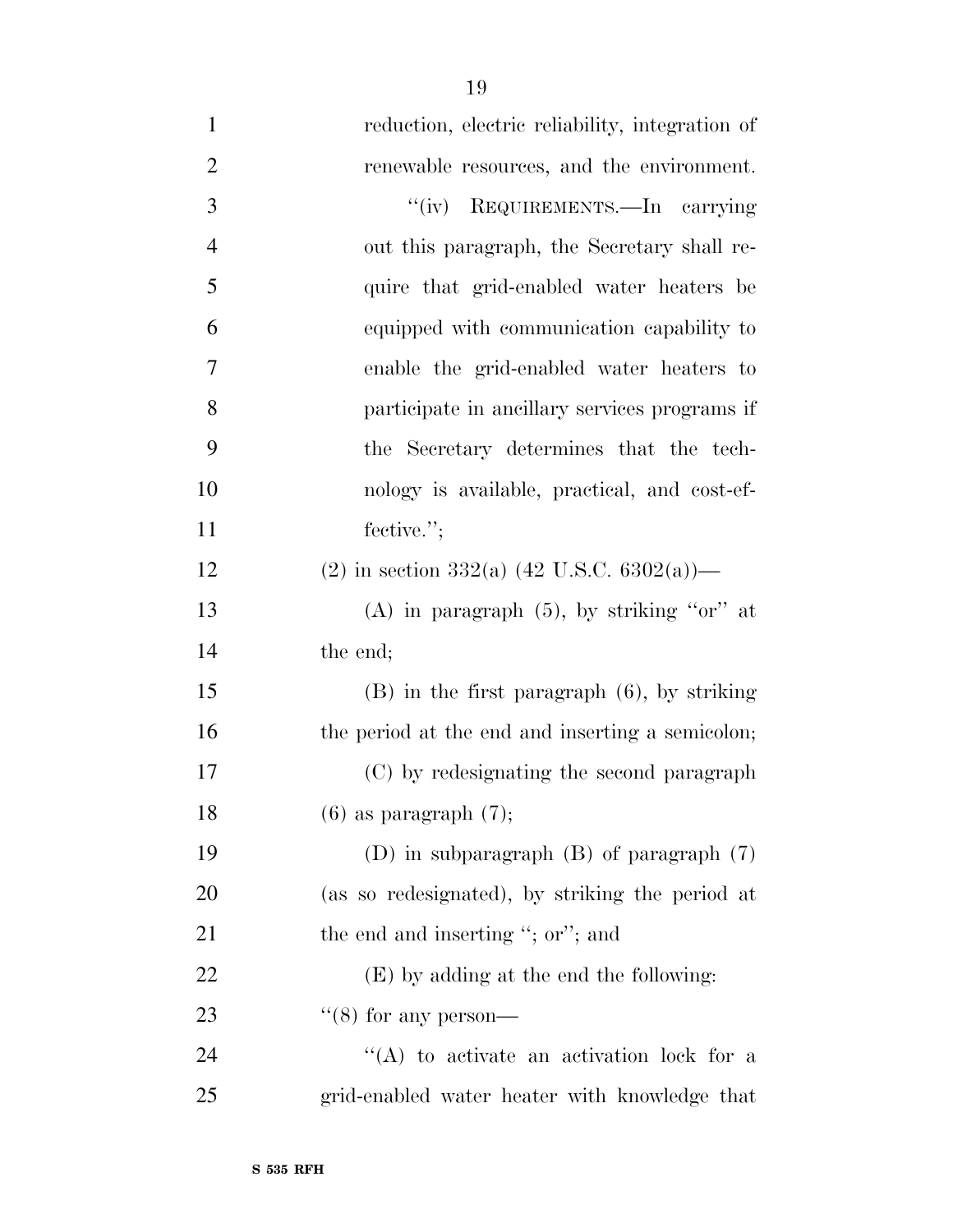reduction, electric reliability, integration of renewable resources, and the environment.

"(iv) REQUIREMENTS.—In carrying out this paragraph, the Secretary shall require that grid-enabled water heaters be equipped with communication capability to enable the grid-enabled water heaters to participate in ancillary services programs if the Secretary determines that the technology is available, practical, and cost-effective.";

(2) in section 332(a) (42 U.S.C. 6302(a))—

(A) in paragraph (5), by striking "or" at the end;

(B) in the first paragraph (6), by striking the period at the end and inserting a semicolon;

(C) by redesignating the second paragraph (6) as paragraph (7);

(D) in subparagraph (B) of paragraph (7) (as so redesignated), by striking the period at the end and inserting "; or"; and

(E) by adding at the end the following:

"(8) for any person—

"(A) to activate an activation lock for a grid-enabled water heater with knowledge that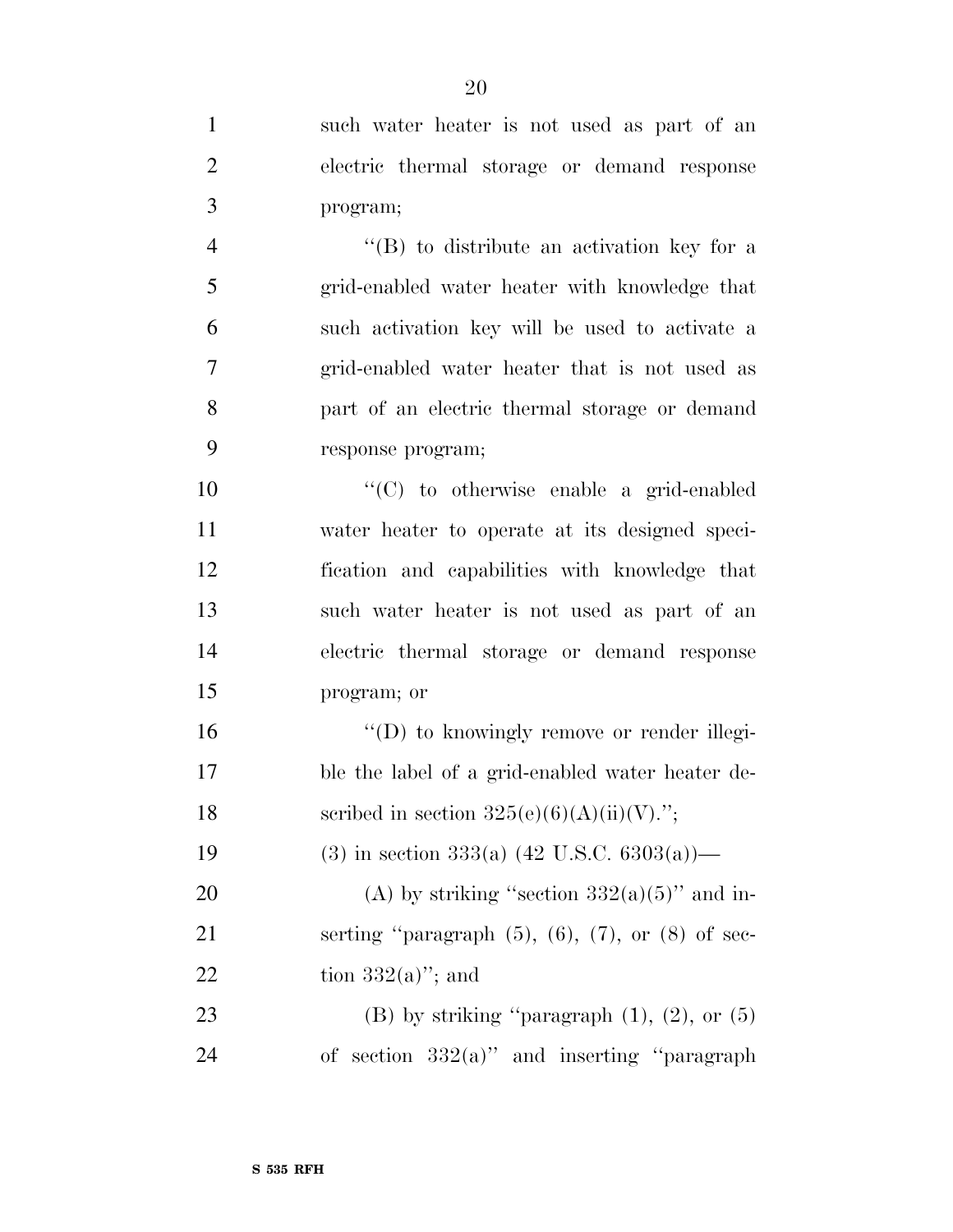such water heater is not used as part of an electric thermal storage or demand response program;

''(B) to distribute an activation key for a grid-enabled water heater with knowledge that such activation key will be used to activate a grid-enabled water heater that is not used as part of an electric thermal storage or demand response program;

''(C) to otherwise enable a grid-enabled water heater to operate at its designed specification and capabilities with knowledge that such water heater is not used as part of an electric thermal storage or demand response program; or

''(D) to knowingly remove or render illegible the label of a grid-enabled water heater described in section 325(e)(6)(A)(ii)(V).'';

(3) in section 333(a) (42 U.S.C. 6303(a))—

(A) by striking ''section 332(a)(5)'' and inserting ''paragraph (5), (6), (7), or (8) of section 332(a)''; and

(B) by striking ''paragraph (1), (2), or (5) of section 332(a)'' and inserting ''paragraph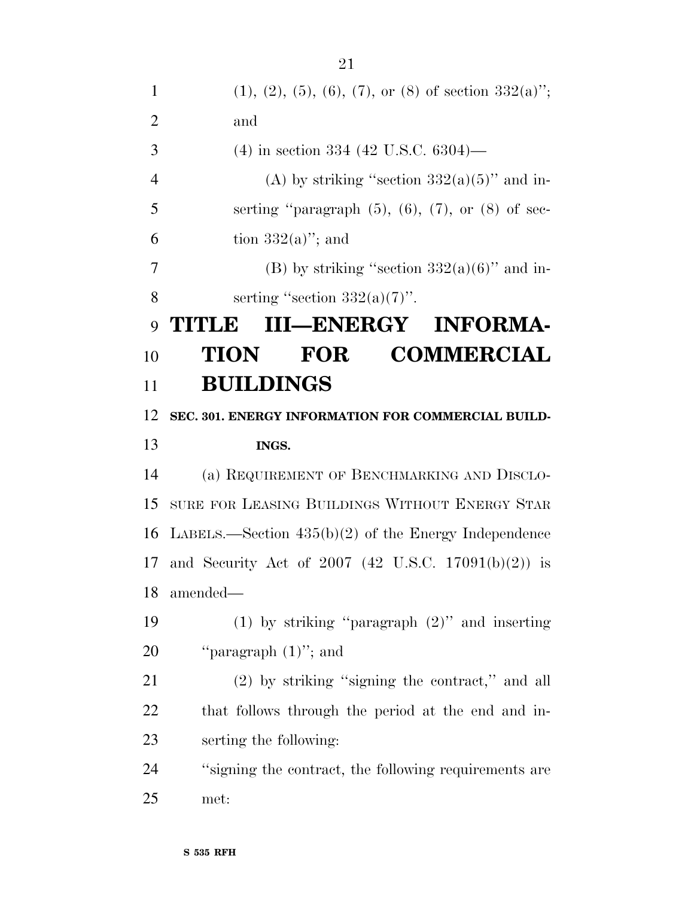(1), (2), (5), (6), (7), or (8) of section 332(a)''; and

(4) in section 334 (42 U.S.C. 6304)—

(A) by striking ''section 332(a)(5)'' and inserting ''paragraph (5), (6), (7), or (8) of section 332(a)''; and

(B) by striking ''section 332(a)(6)'' and inserting ''section 332(a)(7)''.

# TITLE III—ENERGY INFORMATION FOR COMMERCIAL BUILDINGS

**SEC. 301. ENERGY INFORMATION FOR COMMERCIAL BUILDINGS.**

(a) REQUIREMENT OF BENCHMARKING AND DISCLOSURE FOR LEASING BUILDINGS WITHOUT ENERGY STAR LABELS.—Section 435(b)(2) of the Energy Independence and Security Act of 2007 (42 U.S.C. 17091(b)(2)) is amended—

(1) by striking ''paragraph (2)'' and inserting ''paragraph (1)''; and

(2) by striking ''signing the contract,'' and all that follows through the period at the end and inserting the following:

''signing the contract, the following requirements are met: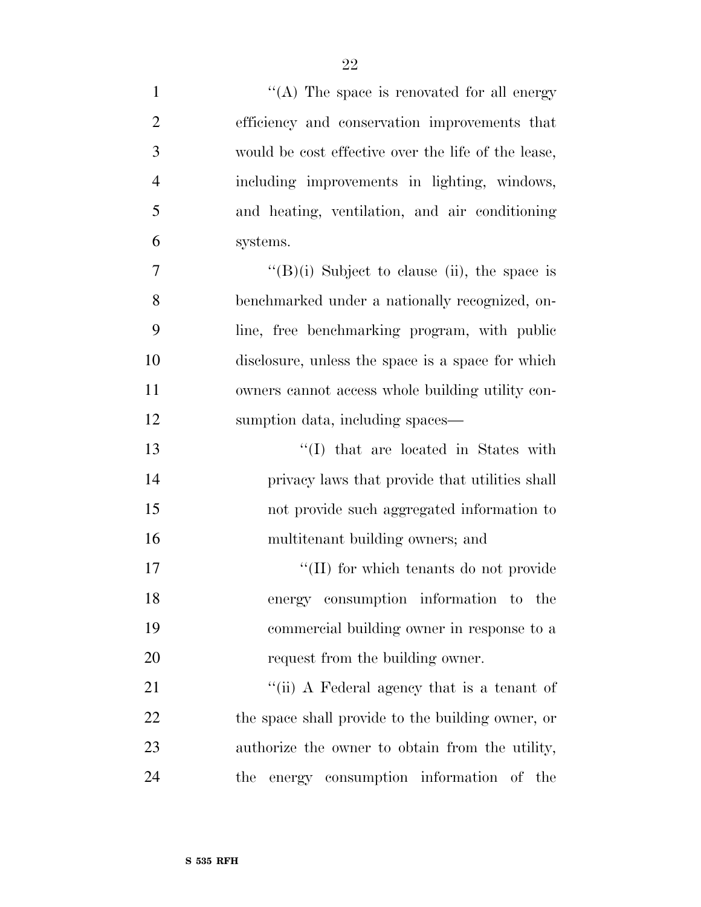"(A) The space is renovated for all energy efficiency and conservation improvements that would be cost effective over the life of the lease, including improvements in lighting, windows, and heating, ventilation, and air conditioning systems.

"(B)(i) Subject to clause (ii), the space is benchmarked under a nationally recognized, online, free benchmarking program, with public disclosure, unless the space is a space for which owners cannot access whole building utility consumption data, including spaces—

"(I) that are located in States with privacy laws that provide that utilities shall not provide such aggregated information to multitenant building owners; and

"(II) for which tenants do not provide energy consumption information to the commercial building owner in response to a request from the building owner.

"(ii) A Federal agency that is a tenant of the space shall provide to the building owner, or authorize the owner to obtain from the utility, the energy consumption information of the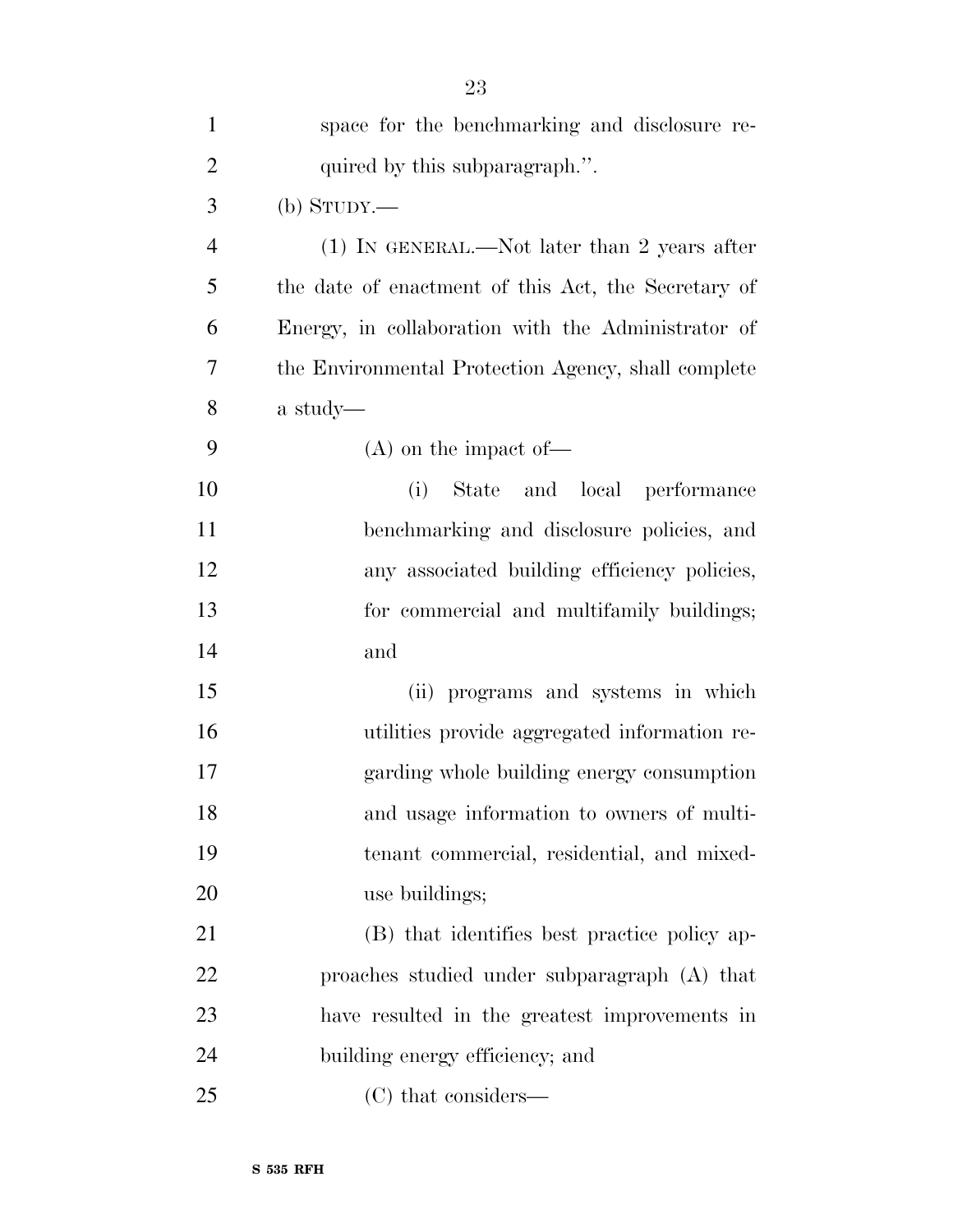space for the benchmarking and disclosure required by this subparagraph.''.

(b) STUDY.—

(1) IN GENERAL.—Not later than 2 years after the date of enactment of this Act, the Secretary of Energy, in collaboration with the Administrator of the Environmental Protection Agency, shall complete a study—

(A) on the impact of—

(i) State and local performance benchmarking and disclosure policies, and any associated building efficiency policies, for commercial and multifamily buildings; and

(ii) programs and systems in which utilities provide aggregated information regarding whole building energy consumption and usage information to owners of multi-tenant commercial, residential, and mixed-use buildings;

(B) that identifies best practice policy approaches studied under subparagraph (A) that have resulted in the greatest improvements in building energy efficiency; and

(C) that considers—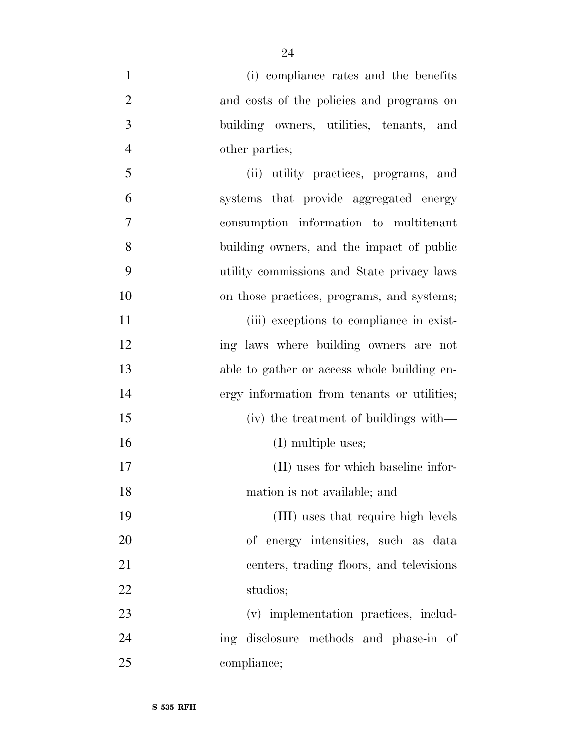(i) compliance rates and the benefits and costs of the policies and programs on building owners, utilities, tenants, and other parties;

(ii) utility practices, programs, and systems that provide aggregated energy consumption information to multitenant building owners, and the impact of public utility commissions and State privacy laws on those practices, programs, and systems;

(iii) exceptions to compliance in existing laws where building owners are not able to gather or access whole building energy information from tenants or utilities;

(iv) the treatment of buildings with—

(I) multiple uses;

(II) uses for which baseline information is not available; and

(III) uses that require high levels of energy intensities, such as data centers, trading floors, and televisions studios;

(v) implementation practices, including disclosure methods and phase-in of compliance;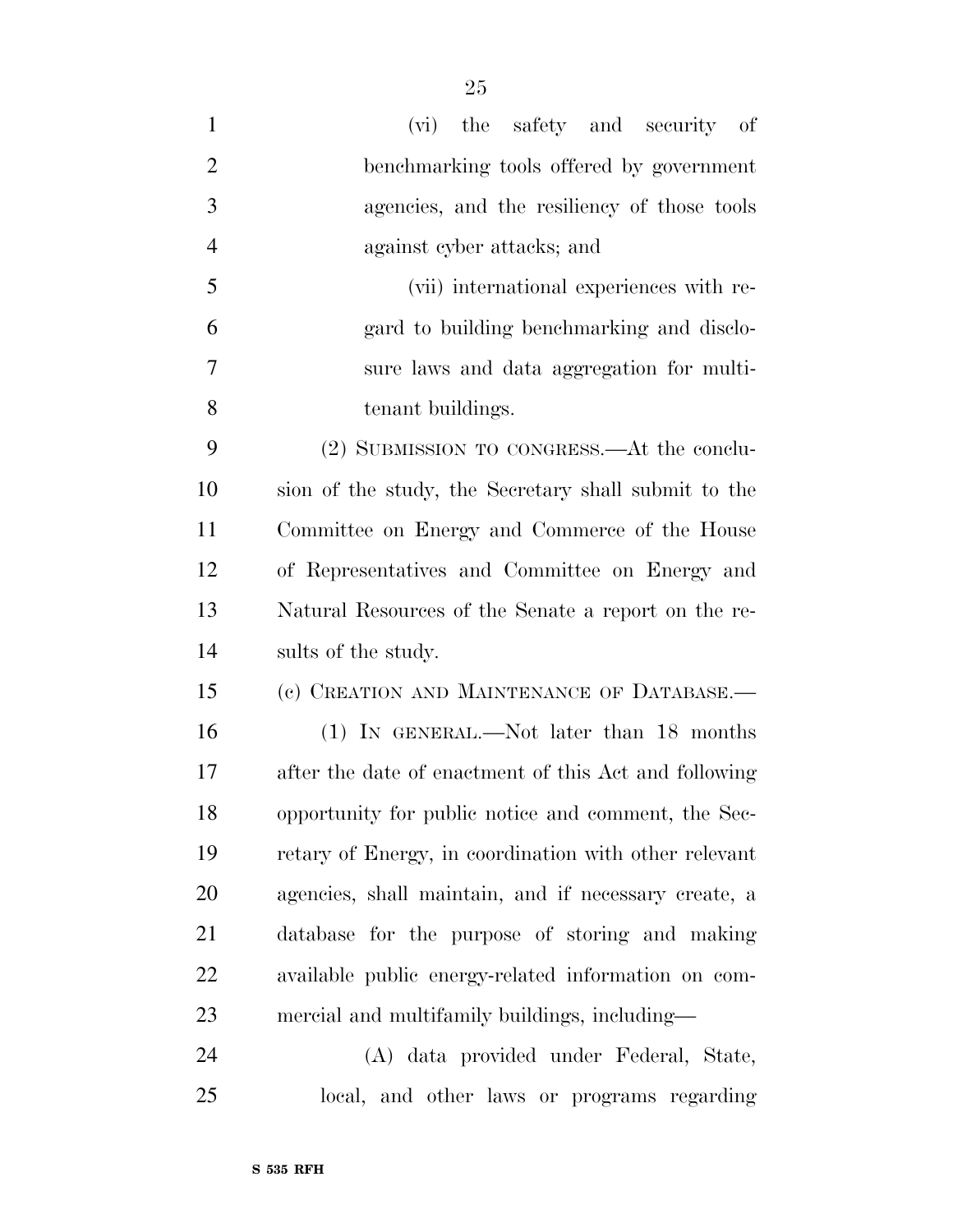(vi) the safety and security of benchmarking tools offered by government agencies, and the resiliency of those tools against cyber attacks; and

(vii) international experiences with regard to building benchmarking and disclosure laws and data aggregation for multitenant buildings.

(2) SUBMISSION TO CONGRESS.—At the conclusion of the study, the Secretary shall submit to the Committee on Energy and Commerce of the House of Representatives and Committee on Energy and Natural Resources of the Senate a report on the results of the study.

(c) CREATION AND MAINTENANCE OF DATABASE.—

(1) IN GENERAL.—Not later than 18 months after the date of enactment of this Act and following opportunity for public notice and comment, the Secretary of Energy, in coordination with other relevant agencies, shall maintain, and if necessary create, a database for the purpose of storing and making available public energy-related information on commercial and multifamily buildings, including—

(A) data provided under Federal, State, local, and other laws or programs regarding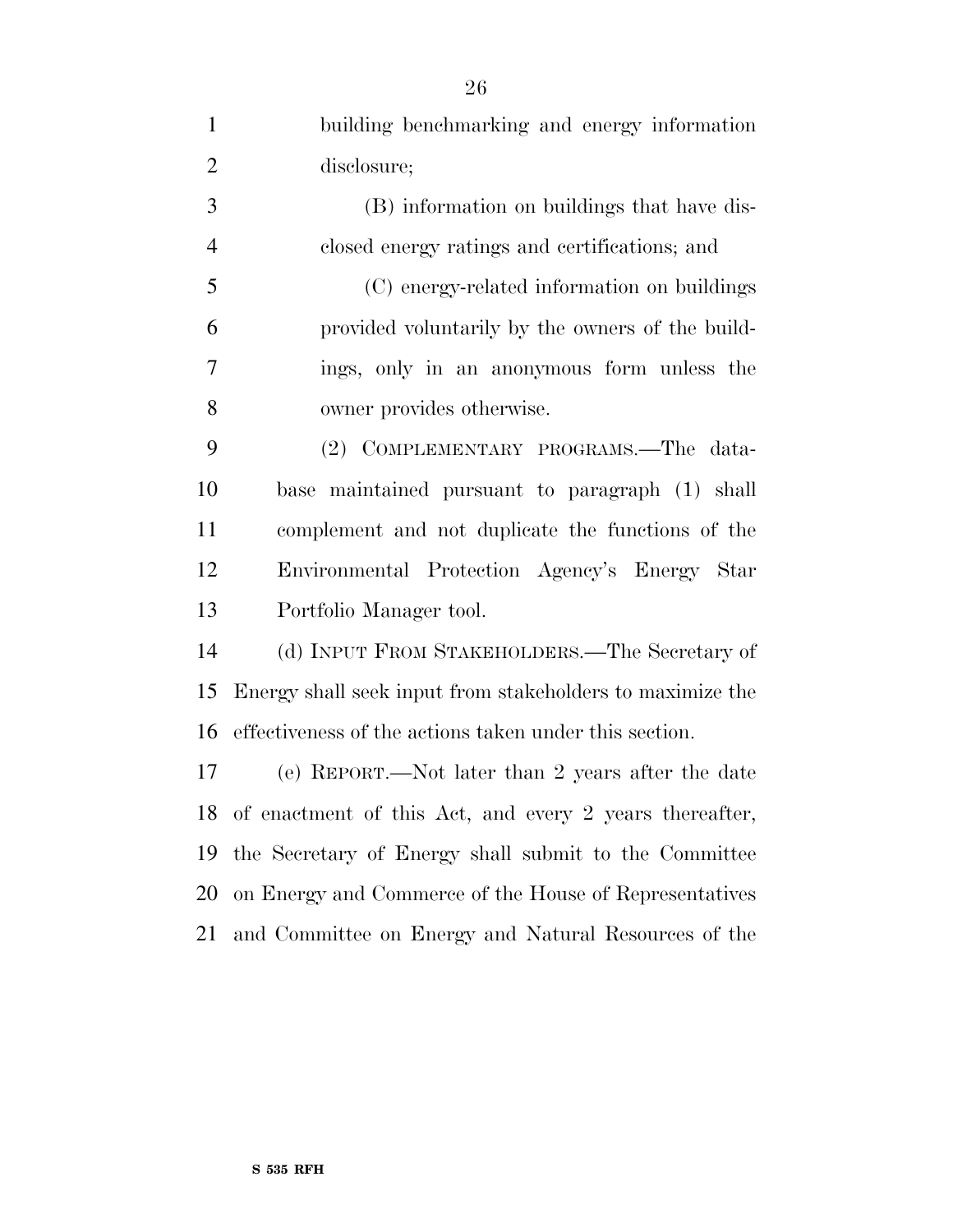building benchmarking and energy information disclosure;

(B) information on buildings that have disclosed energy ratings and certifications; and

(C) energy-related information on buildings provided voluntarily by the owners of the buildings, only in an anonymous form unless the owner provides otherwise.

(2) COMPLEMENTARY PROGRAMS.—The database maintained pursuant to paragraph (1) shall complement and not duplicate the functions of the Environmental Protection Agency's Energy Star Portfolio Manager tool.

(d) INPUT FROM STAKEHOLDERS.—The Secretary of Energy shall seek input from stakeholders to maximize the effectiveness of the actions taken under this section.

(e) REPORT.—Not later than 2 years after the date of enactment of this Act, and every 2 years thereafter, the Secretary of Energy shall submit to the Committee on Energy and Commerce of the House of Representatives and Committee on Energy and Natural Resources of the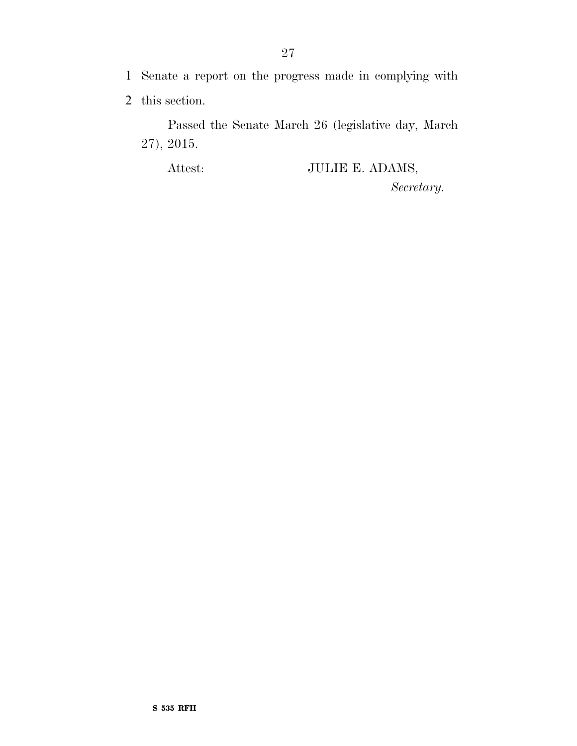Senate a report on the progress made in complying with this section.

Passed the Senate March 26 (legislative day, March 27), 2015.

Attest: JULIE E. ADAMS,

*Secretary.*